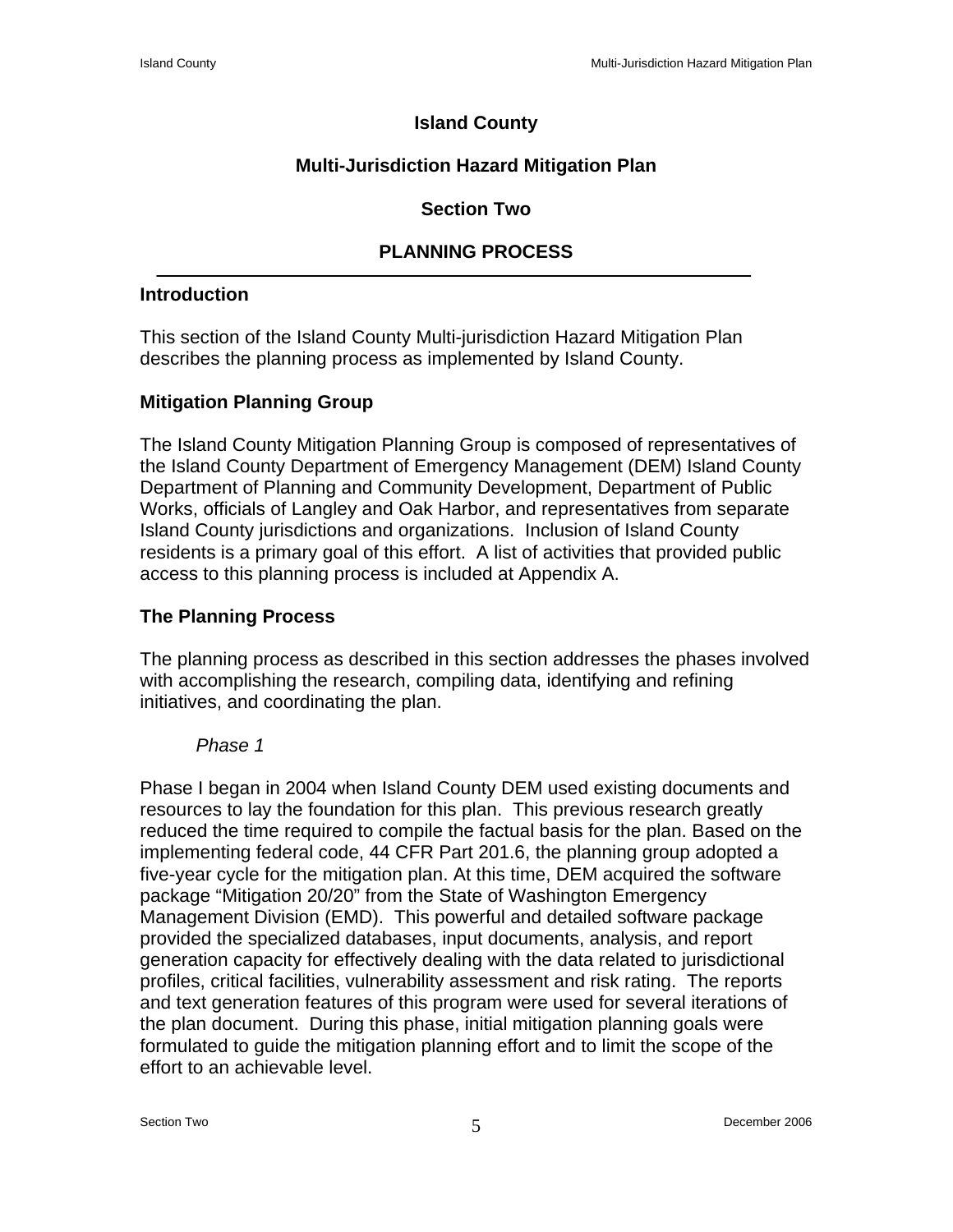# Island County

# Multi-Jurisdiction Hazard Mitigation Plan

## Section Two

## PLANNING PROCESS

### Introduction

This section of the Island County Multi-jurisdiction Hazard Mitigation Plan describes the planning process as implemented by Island County.

### Mitigation Planning Group

The Island County Mitigation Planning Group is composed of representatives of the Island County Department of Emergency Management (DEM) Island County Department of Planning and Community Development, Department of Public Works, officials of Langley and Oak Harbor, and representatives from separate Island County jurisdictions and organizations. Inclusion of Island County residents is a primary goal of this effort. A list of activities that provided public access to this planning process is included at Appendix A.

### The Planning Process

The planning process as described in this section addresses the phases involved with accomplishing the research, compiling data, identifying and refining initiatives, and coordinating the plan.

*Phase 1*

Phase I began in 2004 when Island County DEM used existing documents and resources to lay the foundation for this plan. This previous research greatly reduced the time required to compile the factual basis for the plan. Based on the implementing federal code, 44 CFR Part 201.6, the planning group adopted a five-year cycle for the mitigation plan. At this time, DEM acquired the software package "Mitigation 20/20" from the State of Washington Emergency Management Division (EMD). This powerful and detailed software package provided the specialized databases, input documents, analysis, and report generation capacity for effectively dealing with the data related to jurisdictional profiles, critical facilities, vulnerability assessment and risk rating. The reports and text generation features of this program were used for several iterations of the plan document. During this phase, initial mitigation planning goals were formulated to guide the mitigation planning effort and to limit the scope of the effort to an achievable level.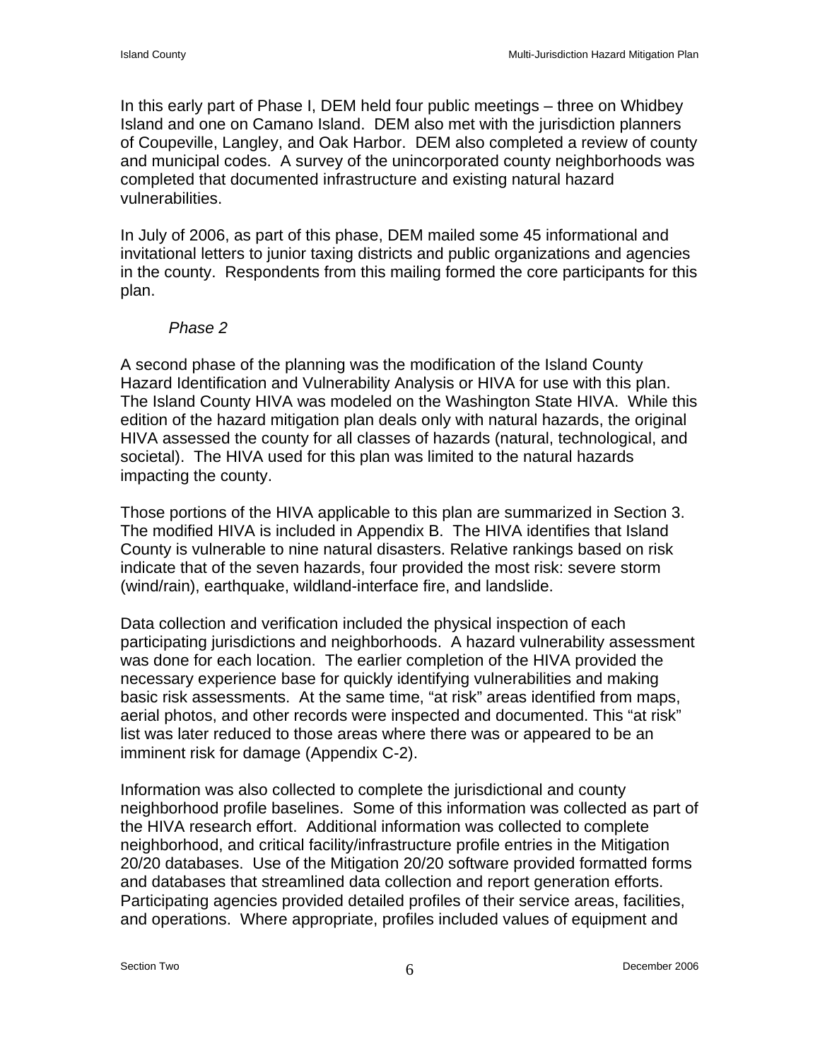In this early part of Phase I, DEM held four public meetings – three on Whidbey Island and one on Camano Island. DEM also met with the jurisdiction planners of Coupeville, Langley, and Oak Harbor. DEM also completed a review of county and municipal codes. A survey of the unincorporated county neighborhoods was completed that documented infrastructure and existing natural hazard vulnerabilities.

In July of 2006, as part of this phase, DEM mailed some 45 informational and invitational letters to junior taxing districts and public organizations and agencies in the county. Respondents from this mailing formed the core participants for this plan.

*Phase 2*

A second phase of the planning was the modification of the Island County Hazard Identification and Vulnerability Analysis or HIVA for use with this plan. The Island County HIVA was modeled on the Washington State HIVA. While this edition of the hazard mitigation plan deals only with natural hazards, the original HIVA assessed the county for all classes of hazards (natural, technological, and societal). The HIVA used for this plan was limited to the natural hazards impacting the county.

Those portions of the HIVA applicable to this plan are summarized in Section 3. The modified HIVA is included in Appendix B. The HIVA identifies that Island County is vulnerable to nine natural disasters. Relative rankings based on risk indicate that of the seven hazards, four provided the most risk: severe storm (wind/rain), earthquake, wildland-interface fire, and landslide.

Data collection and verification included the physical inspection of each participating jurisdictions and neighborhoods. A hazard vulnerability assessment was done for each location. The earlier completion of the HIVA provided the necessary experience base for quickly identifying vulnerabilities and making basic risk assessments. At the same time, "at risk" areas identified from maps, aerial photos, and other records were inspected and documented. This "at risk" list was later reduced to those areas where there was or appeared to be an imminent risk for damage (Appendix C-2).

Information was also collected to complete the jurisdictional and county neighborhood profile baselines. Some of this information was collected as part of the HIVA research effort. Additional information was collected to complete neighborhood, and critical facility/infrastructure profile entries in the Mitigation 20/20 databases. Use of the Mitigation 20/20 software provided formatted forms and databases that streamlined data collection and report generation efforts. Participating agencies provided detailed profiles of their service areas, facilities, and operations. Where appropriate, profiles included values of equipment and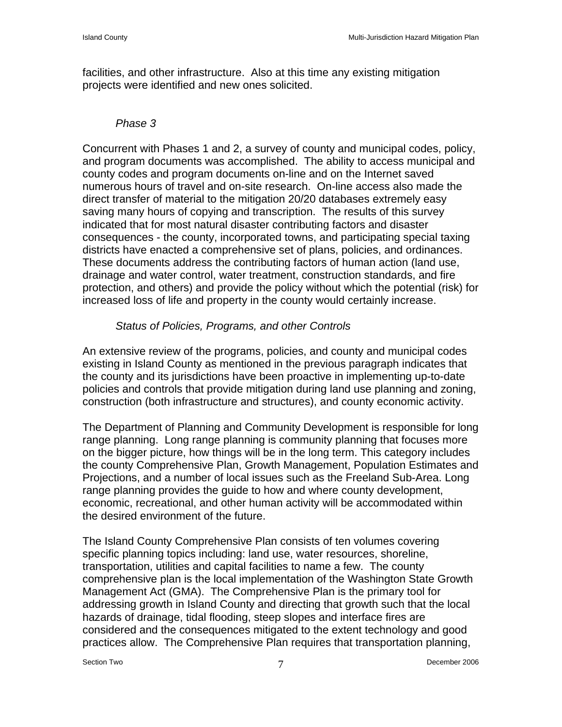facilities, and other infrastructure.  Also at this time any existing mitigation projects were identified and new ones solicited.

*Phase 3*

Concurrent with Phases 1 and 2, a survey of county and municipal codes, policy, and program documents was accomplished.  The ability to access municipal and county codes and program documents on-line and on the Internet saved numerous hours of travel and on-site research.  On-line access also made the direct transfer of material to the mitigation 20/20 databases extremely easy saving many hours of copying and transcription.  The results of this survey indicated that for most natural disaster contributing factors and disaster consequences - the county, incorporated towns, and participating special taxing districts have enacted a comprehensive set of plans, policies, and ordinances.  These documents address the contributing factors of human action (land use, drainage and water control, water treatment, construction standards, and fire protection, and others) and provide the policy without which the potential (risk) for increased loss of life and property in the county would certainly increase.

*Status of Policies, Programs, and other Controls*

An extensive review of the programs, policies, and county and municipal codes existing in Island County as mentioned in the previous paragraph indicates that the county and its jurisdictions have been proactive in implementing up-to-date policies and controls that provide mitigation during land use planning and zoning, construction (both infrastructure and structures), and county economic activity.

The Department of Planning and Community Development is responsible for long range planning.  Long range planning is community planning that focuses more on the bigger picture, how things will be in the long term. This category includes the county Comprehensive Plan, Growth Management, Population Estimates and Projections, and a number of local issues such as the Freeland Sub-Area. Long range planning provides the guide to how and where county development, economic, recreational, and other human activity will be accommodated within the desired environment of the future.

The Island County Comprehensive Plan consists of ten volumes covering specific planning topics including: land use, water resources, shoreline, transportation, utilities and capital facilities to name a few.  The county comprehensive plan is the local implementation of the Washington State Growth Management Act (GMA).  The Comprehensive Plan is the primary tool for addressing growth in Island County and directing that growth such that the local hazards of drainage, tidal flooding, steep slopes and interface fires are considered and the consequences mitigated to the extent technology and good practices allow.  The Comprehensive Plan requires that transportation planning,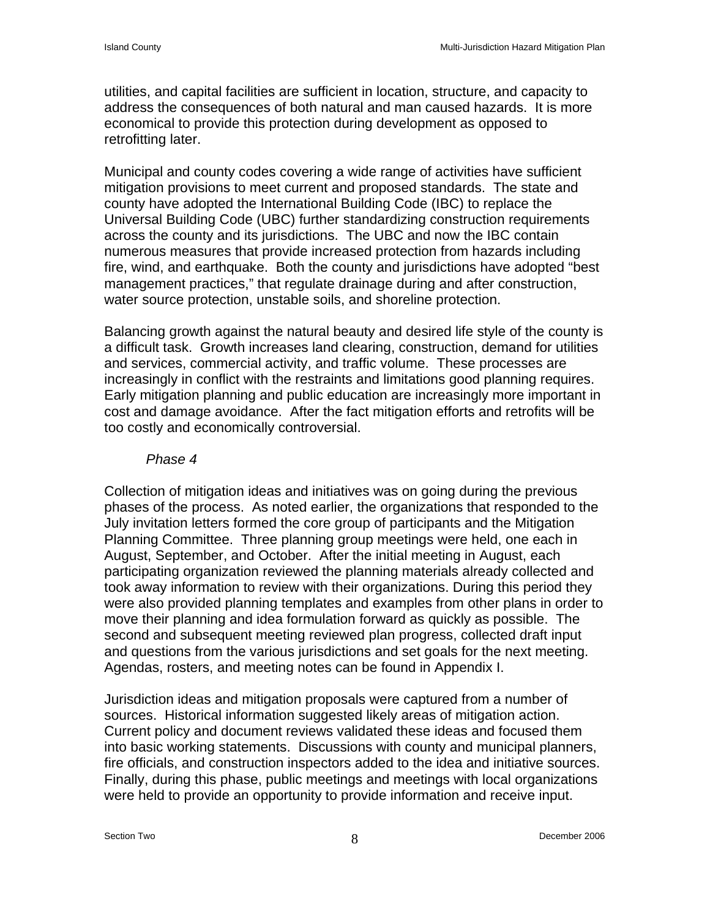utilities, and capital facilities are sufficient in location, structure, and capacity to address the consequences of both natural and man caused hazards. It is more economical to provide this protection during development as opposed to retrofitting later.

Municipal and county codes covering a wide range of activities have sufficient mitigation provisions to meet current and proposed standards. The state and county have adopted the International Building Code (IBC) to replace the Universal Building Code (UBC) further standardizing construction requirements across the county and its jurisdictions. The UBC and now the IBC contain numerous measures that provide increased protection from hazards including fire, wind, and earthquake. Both the county and jurisdictions have adopted "best management practices," that regulate drainage during and after construction, water source protection, unstable soils, and shoreline protection.

Balancing growth against the natural beauty and desired life style of the county is a difficult task. Growth increases land clearing, construction, demand for utilities and services, commercial activity, and traffic volume. These processes are increasingly in conflict with the restraints and limitations good planning requires. Early mitigation planning and public education are increasingly more important in cost and damage avoidance. After the fact mitigation efforts and retrofits will be too costly and economically controversial.

*Phase 4*

Collection of mitigation ideas and initiatives was on going during the previous phases of the process. As noted earlier, the organizations that responded to the July invitation letters formed the core group of participants and the Mitigation Planning Committee. Three planning group meetings were held, one each in August, September, and October. After the initial meeting in August, each participating organization reviewed the planning materials already collected and took away information to review with their organizations. During this period they were also provided planning templates and examples from other plans in order to move their planning and idea formulation forward as quickly as possible. The second and subsequent meeting reviewed plan progress, collected draft input and questions from the various jurisdictions and set goals for the next meeting. Agendas, rosters, and meeting notes can be found in Appendix I.

Jurisdiction ideas and mitigation proposals were captured from a number of sources. Historical information suggested likely areas of mitigation action. Current policy and document reviews validated these ideas and focused them into basic working statements. Discussions with county and municipal planners, fire officials, and construction inspectors added to the idea and initiative sources. Finally, during this phase, public meetings and meetings with local organizations were held to provide an opportunity to provide information and receive input.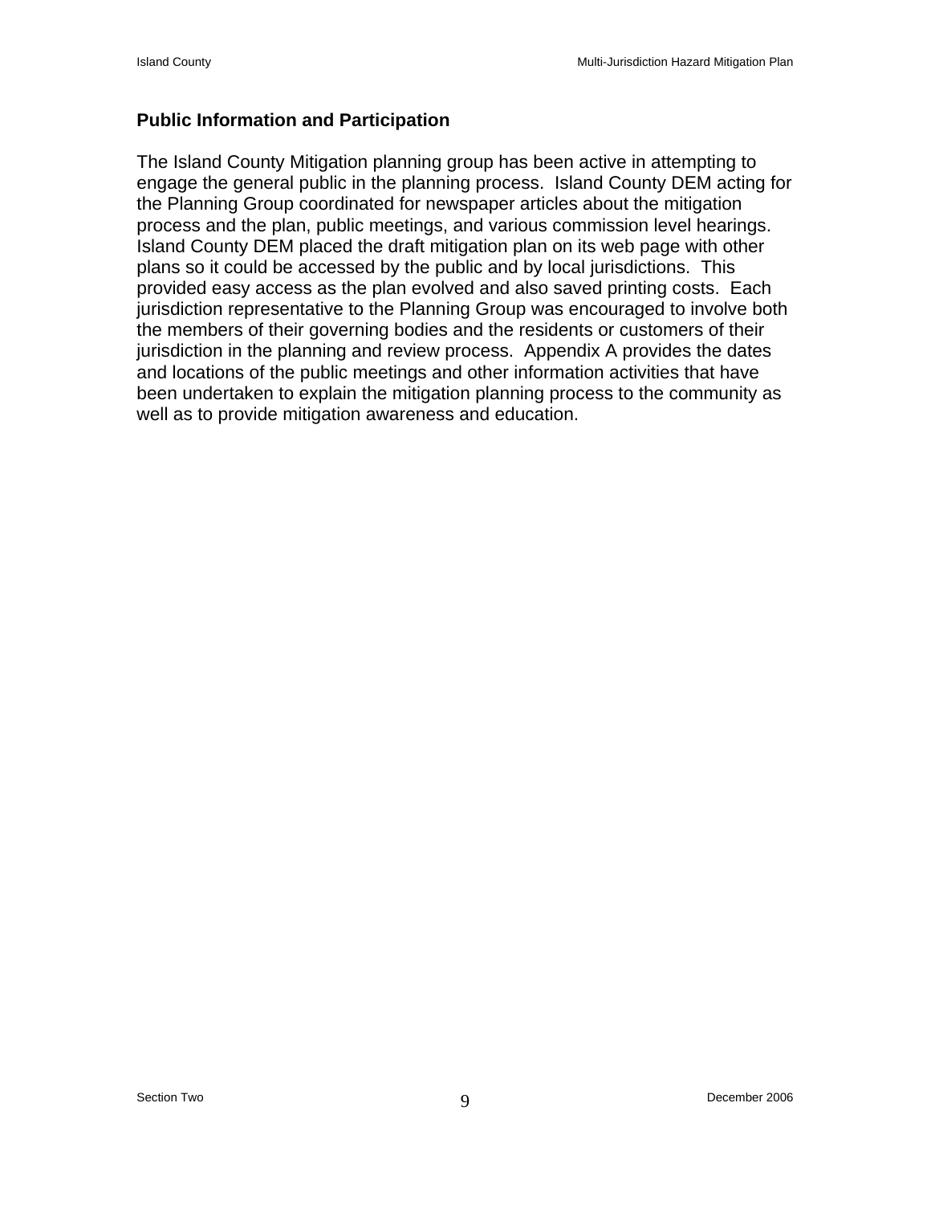## Public Information and Participation

The Island County Mitigation planning group has been active in attempting to engage the general public in the planning process. Island County DEM acting for the Planning Group coordinated for newspaper articles about the mitigation process and the plan, public meetings, and various commission level hearings. Island County DEM placed the draft mitigation plan on its web page with other plans so it could be accessed by the public and by local jurisdictions. This provided easy access as the plan evolved and also saved printing costs. Each jurisdiction representative to the Planning Group was encouraged to involve both the members of their governing bodies and the residents or customers of their jurisdiction in the planning and review process. Appendix A provides the dates and locations of the public meetings and other information activities that have been undertaken to explain the mitigation planning process to the community as well as to provide mitigation awareness and education.